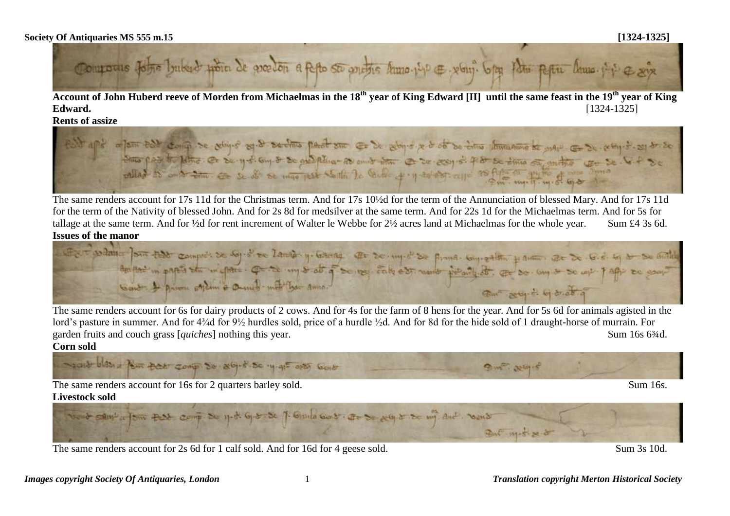**Society Of Antiquaries MS 555 m.15** **[1324-1325]**

**Account of John Huberd reeve of Morden from Michaelmas in the 18[th] year of King Edward [II] until the same feast in the 19[th] year of King Edward.** [1324-1325]

**Rents of assize**

The same renders account for 17s 11d for the Christmas term. And for 17s 10½d for the term of the Annunciation of blessed Mary. And for 17s 11d for the term of the Nativity of blessed John. And for 2s 8d for medsilver at the same term. And for 22s 1d for the Michaelmas term. And for 5s for tallage at the same term. And for ½d for rent increment of Walter le Webbe for 2½ acres land at Michaelmas for the whole year. Sum £4 3s 6d.

**Issues of the manor**

The same renders account for 6s for dairy products of 2 cows. And for 4s for the farm of 8 hens for the year. And for 5s 6d for animals agisted in the lord's pasture in summer. And for 4¾d for 9½ hurdles sold, price of a hurdle ½d. And for 8d for the hide sold of 1 draught-horse of murrain. For garden fruits and couch grass [*quiches*] nothing this year. Sum 16s 6¾d.

**Corn sold**

The same renders account for 16s for 2 quarters barley sold. Sum 16s.

**Livestock sold**

The same renders account for 2s 6d for 1 calf sold. And for 16d for 4 geese sold. Sum 3s 10d.

*Images copyright Society Of Antiquaries, London* *Translation copyright Merton Historical Society*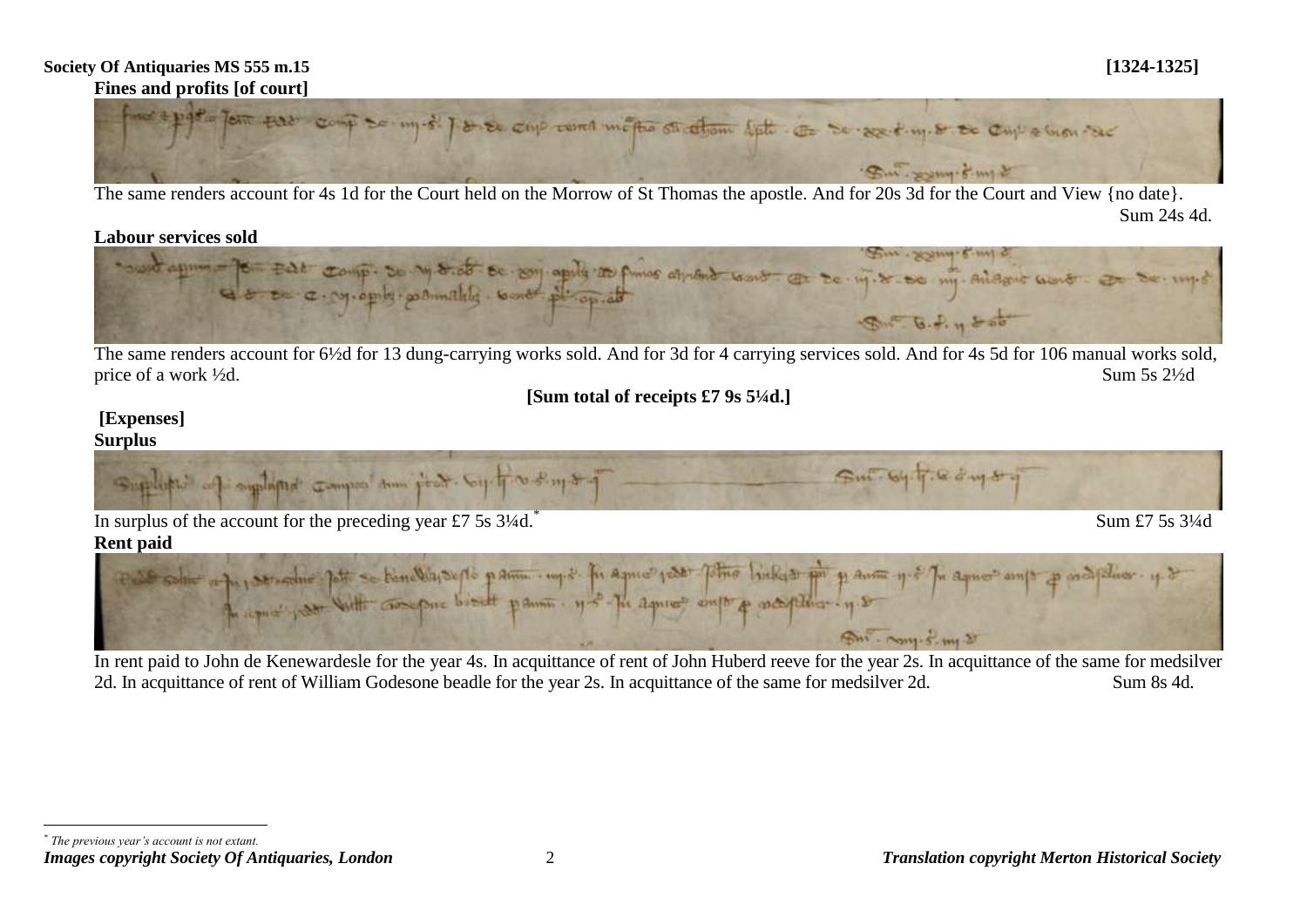**Society Of Antiquaries MS 555 m.15** **[1324-1325]**

**Fines and profits [of court]**

The same renders account for 4s 1d for the Court held on the Morrow of St Thomas the apostle. And for 20s 3d for the Court and View {no date}.
Sum 24s 4d.

**Labour services sold**

The same renders account for 6½d for 13 dung-carrying works sold. And for 3d for 4 carrying services sold. And for 4s 5d for 106 manual works sold, price of a work ½d. Sum 5s 2½d

**[Sum total of receipts £7 9s 5¼d.]**

**[Expenses]**

**Surplus**

In surplus of the account for the preceding year £7 5s 3¼d.* Sum £7 5s 3¼d

**Rent paid**

In rent paid to John de Kenewardesle for the year 4s. In acquittance of rent of John Huberd reeve for the year 2s. In acquittance of the same for medsilver 2d. In acquittance of rent of William Godesone beadle for the year 2s. In acquittance of the same for medsilver 2d. Sum 8s 4d.

---

\* *The previous year's account is not extant.*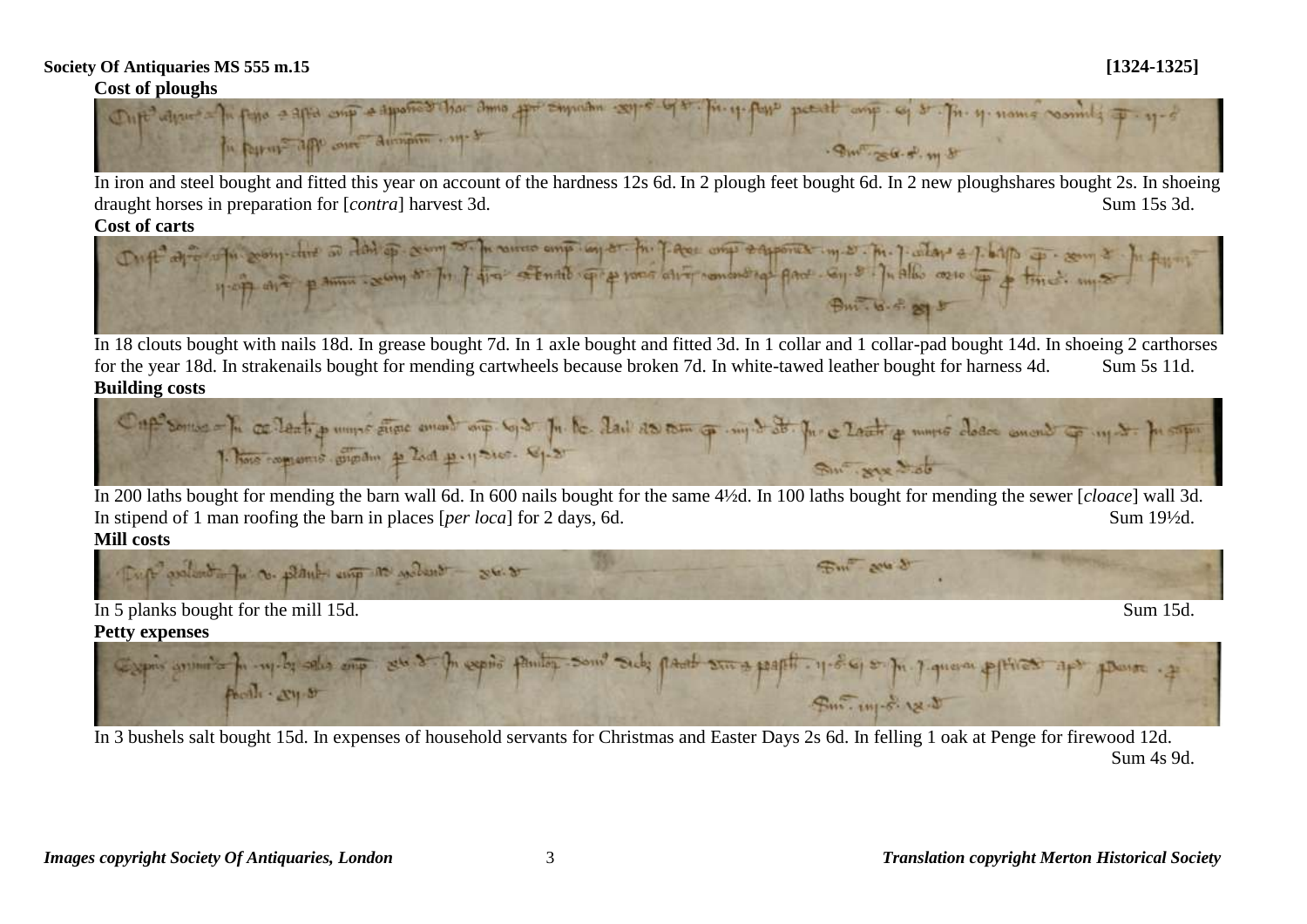**Society Of Antiquaries MS 555 m.15** **[1324-1325]**

**Cost of ploughs**

In iron and steel bought and fitted this year on account of the hardness 12s 6d. In 2 plough feet bought 6d. In 2 new ploughshares bought 2s. In shoeing draught horses in preparation for [*contra*] harvest 3d. Sum 15s 3d.

**Cost of carts**

In 18 clouts bought with nails 18d. In grease bought 7d. In 1 axle bought and fitted 3d. In 1 collar and 1 collar-pad bought 14d. In shoeing 2 carthorses for the year 18d. In strakenails bought for mending cartwheels because broken 7d. In white-tawed leather bought for harness 4d. Sum 5s 11d.

**Building costs**

In 200 laths bought for mending the barn wall 6d. In 600 nails bought for the same 4½d. In 100 laths bought for mending the sewer [*cloace*] wall 3d. In stipend of 1 man roofing the barn in places [*per loca*] for 2 days, 6d. Sum 19½d.

**Mill costs**

In 5 planks bought for the mill 15d. Sum 15d.

**Petty expenses**

In 3 bushels salt bought 15d. In expenses of household servants for Christmas and Easter Days 2s 6d. In felling 1 oak at Penge for firewood 12d. Sum 4s 9d.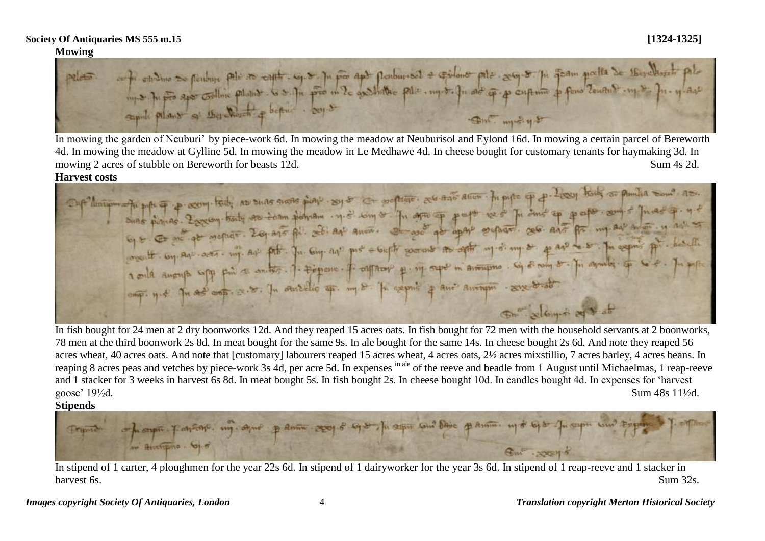**Society Of Antiquaries MS 555 m.15** **[1324-1325]**

**Mowing**

In mowing the garden of Neuburi' by piece-work 6d. In mowing the meadow at Neuburisol and Eylond 16d. In mowing a certain parcel of Bereworth 4d. In mowing the meadow at Gylline 5d. In mowing the meadow in Le Medhawe 4d. In cheese bought for customary tenants for haymaking 3d. In mowing 2 acres of stubble on Bereworth for beasts 12d. Sum 4s 2d.

**Harvest costs**

In fish bought for 24 men at 2 dry boonworks 12d. And they reaped 15 acres oats. In fish bought for 72 men with the household servants at 2 boonworks, 78 men at the third boonwork 2s 8d. In meat bought for the same 9s. In ale bought for the same 14s. In cheese bought 2s 6d. And note they reaped 56 acres wheat, 40 acres oats. And note that [customary] labourers reaped 15 acres wheat, 4 acres oats, 2½ acres mixstillio, 7 acres barley, 4 acres beans. In reaping 8 acres peas and vetches by piece-work 3s 4d, per acre 5d. In expenses in ale of the reeve and beadle from 1 August until Michaelmas, 1 reap-reeve and 1 stacker for 3 weeks in harvest 6s 8d. In meat bought 5s. In fish bought 2s. In cheese bought 10d. In candles bought 4d. In expenses for 'harvest goose' 19½d. Sum 48s 11½d.

**Stipends**

In stipend of 1 carter, 4 ploughmen for the year 22s 6d. In stipend of 1 dairyworker for the year 3s 6d. In stipend of 1 reap-reeve and 1 stacker in harvest 6s. Sum 32s.

*Images copyright Society Of Antiquaries, London* *Translation copyright Merton Historical Society*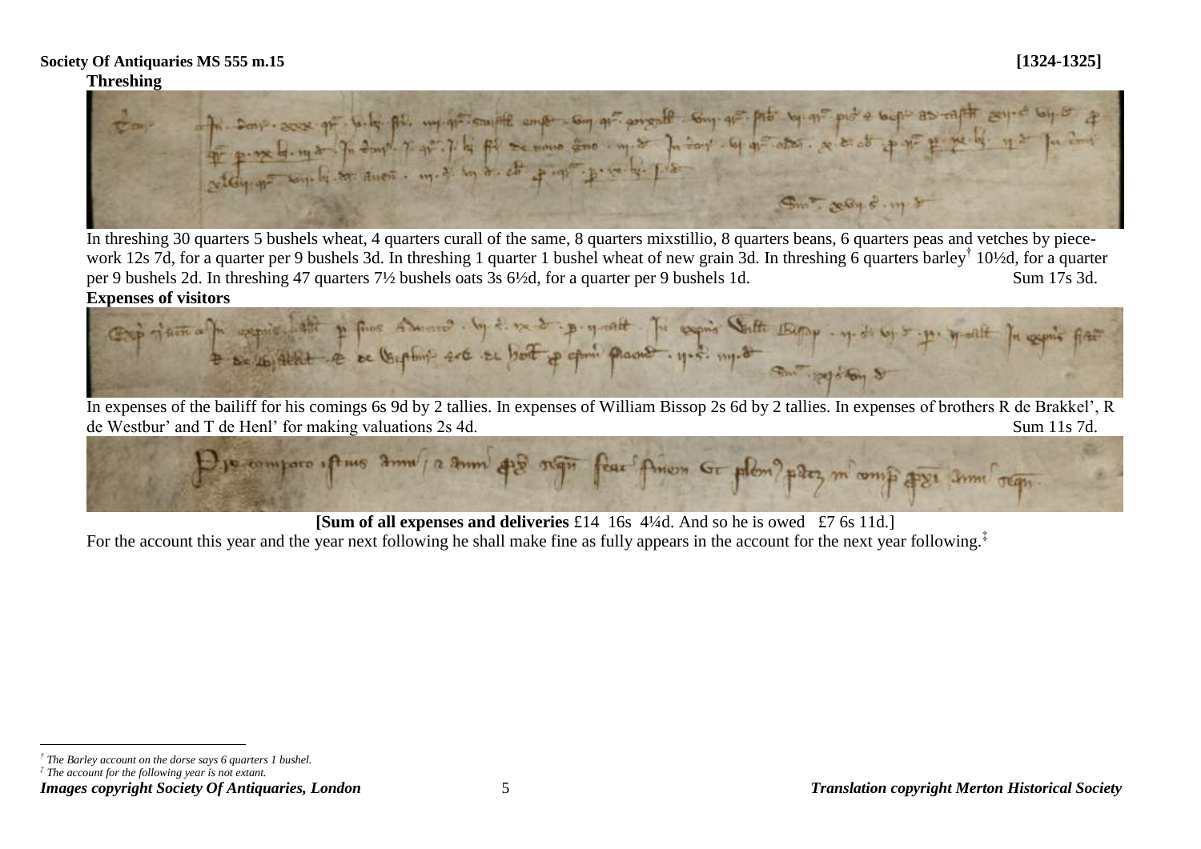**Society Of Antiquaries MS 555 m.15** **[1324-1325]**

**Threshing**

In threshing 30 quarters 5 bushels wheat, 4 quarters curall of the same, 8 quarters mixstillio, 8 quarters beans, 6 quarters peas and vetches by piece-work 12s 7d, for a quarter per 9 bushels 3d. In threshing 1 quarter 1 bushel wheat of new grain 3d. In threshing 6 quarters barley[†] 10½d, for a quarter per 9 bushels 2d. In threshing 47 quarters 7½ bushels oats 3s 6½d, for a quarter per 9 bushels 1d. Sum 17s 3d.

**Expenses of visitors**

In expenses of the bailiff for his comings 6s 9d by 2 tallies. In expenses of William Bissop 2s 6d by 2 tallies. In expenses of brothers R de Brakkel', R de Westbur' and T de Henl' for making valuations 2s 4d. Sum 11s 7d.

**[Sum of all expenses and deliveries** £14 16s 4¼d. And so he is owed £7 6s 11d.]

For the account this year and the year next following he shall make fine as fully appears in the account for the next year following.[‡]

---

[†] *The Barley account on the dorse says 6 quarters 1 bushel.*

[‡] *The account for the following year is not extant.*

***Images copyright Society Of Antiquaries, London*** ***Translation copyright Merton Historical Society***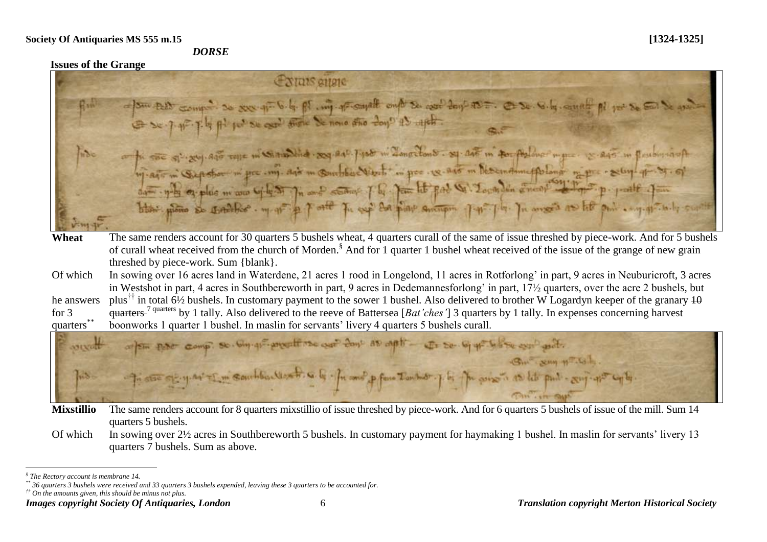**Society Of Antiquaries MS 555 m.15** **[1324-1325]**

***DORSE***

**Issues of the Grange**

**Wheat** The same renders account for 30 quarters 5 bushels wheat, 4 quarters curall of the same of issue threshed by piece-work. And for 5 bushels of curall wheat received from the church of Morden.[§] And for 1 quarter 1 bushel wheat received of the issue of the grange of new grain threshed by piece-work. Sum {blank}.

Of which In sowing over 16 acres land in Waterdene, 21 acres 1 rood in Longelond, 11 acres in Rotforlong' in part, 9 acres in Neuburicroft, 3 acres in Westshot in part, 4 acres in Southbereworth in part, 9 acres in Dedemannesforlong' in part, 17½ quarters, over the acre 2 bushels, but plus[††] in total 6½ bushels. In customary payment to the sower 1 bushel. Also delivered to brother W Logardyn keeper of the granary ~~10 quarters~~ [7 quarters] by 1 tally. Also delivered to the reeve of Battersea [*Bat'ches'*] 3 quarters by 1 tally. In expenses concerning harvest boonworks 1 quarter 1 bushel. In maslin for servants' livery 4 quarters 5 bushels curall.

he answers for 3 quarters[**]

**Mixstillio** The same renders account for 8 quarters mixstillio of issue threshed by piece-work. And for 6 quarters 5 bushels of issue of the mill. Sum 14 quarters 5 bushels.

Of which In sowing over 2½ acres in Southbereworth 5 bushels. In customary payment for haymaking 1 bushel. In maslin for servants' livery 13 quarters 7 bushels. Sum as above.

---

[§] *The Rectory account is membrane 14.*

[**] *36 quarters 3 bushels were received and 33 quarters 3 bushels expended, leaving these 3 quarters to be accounted for.*

[††] *On the amounts given, this should be minus not plus.*

***Images copyright Society Of Antiquaries, London*** ***Translation copyright Merton Historical Society***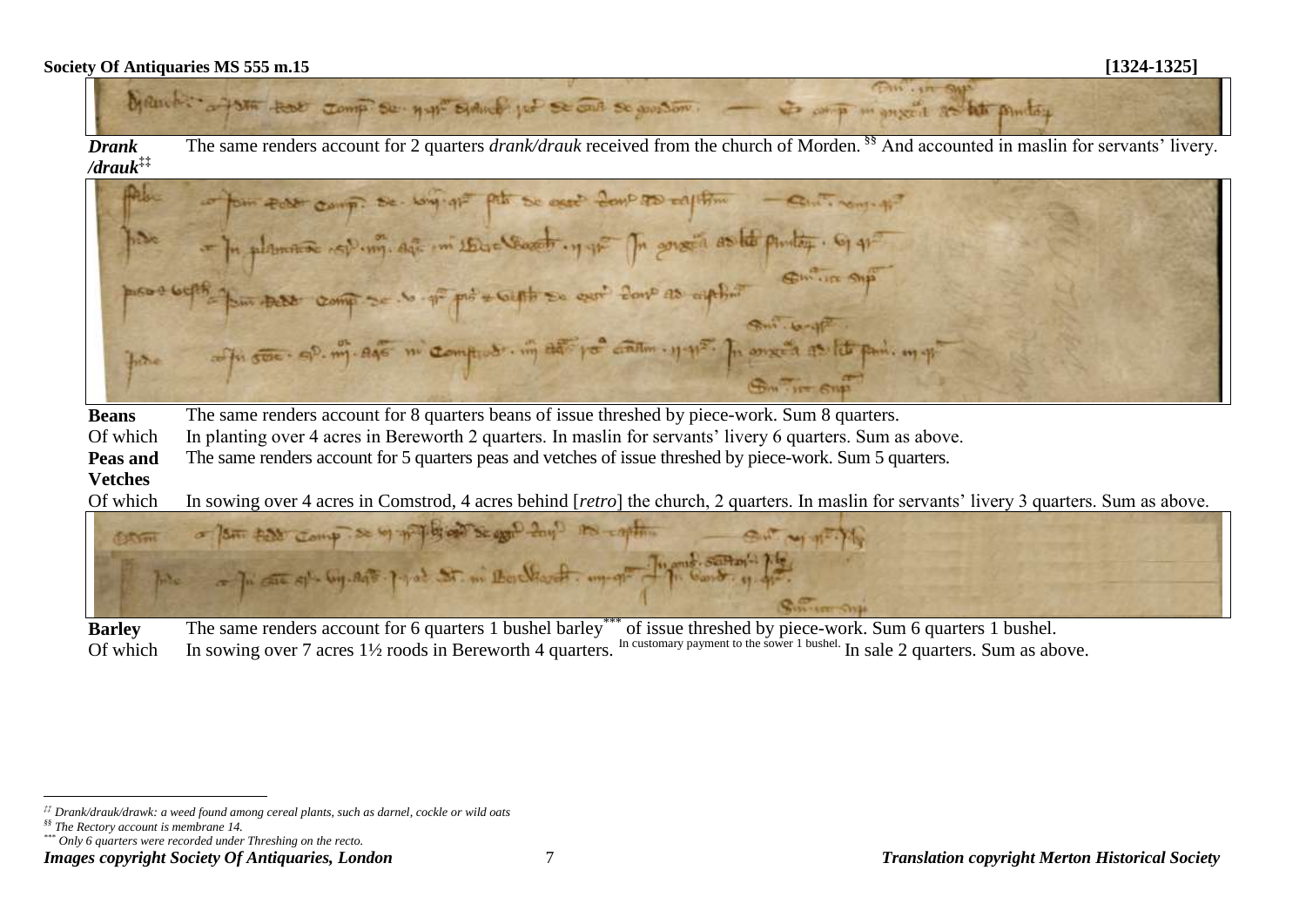**Society Of Antiquaries MS 555 m.15** **[1324-1325]**

| | |
|---|---|
| ***Drank /drauk***[‡‡] | The same renders account for 2 quarters *drank/drauk* received from the church of Morden. [§§] And accounted in maslin for servants' livery. |
| **Beans** | The same renders account for 8 quarters beans of issue threshed by piece-work. Sum 8 quarters. |
| Of which | In planting over 4 acres in Bereworth 2 quarters. In maslin for servants' livery 6 quarters. Sum as above. |
| **Peas and Vetches** | The same renders account for 5 quarters peas and vetches of issue threshed by piece-work. Sum 5 quarters. |
| Of which | In sowing over 4 acres in Comstrod, 4 acres behind [*retro*] the church, 2 quarters. In maslin for servants' livery 3 quarters. Sum as above. |
| **Barley** | The same renders account for 6 quarters 1 bushel barley[***] of issue threshed by piece-work. Sum 6 quarters 1 bushel. |
| Of which | In sowing over 7 acres 1½ roods in Bereworth 4 quarters. In customary payment to the sower 1 bushel. In sale 2 quarters. Sum as above. |

[‡‡] *Drank/drauk/drawk: a weed found among cereal plants, such as darnel, cockle or wild oats*

[§§] *The Rectory account is membrane 14.*

[***] *Only 6 quarters were recorded under Threshing on the recto.*

***Images copyright Society Of Antiquaries, London*** ***Translation copyright Merton Historical Society***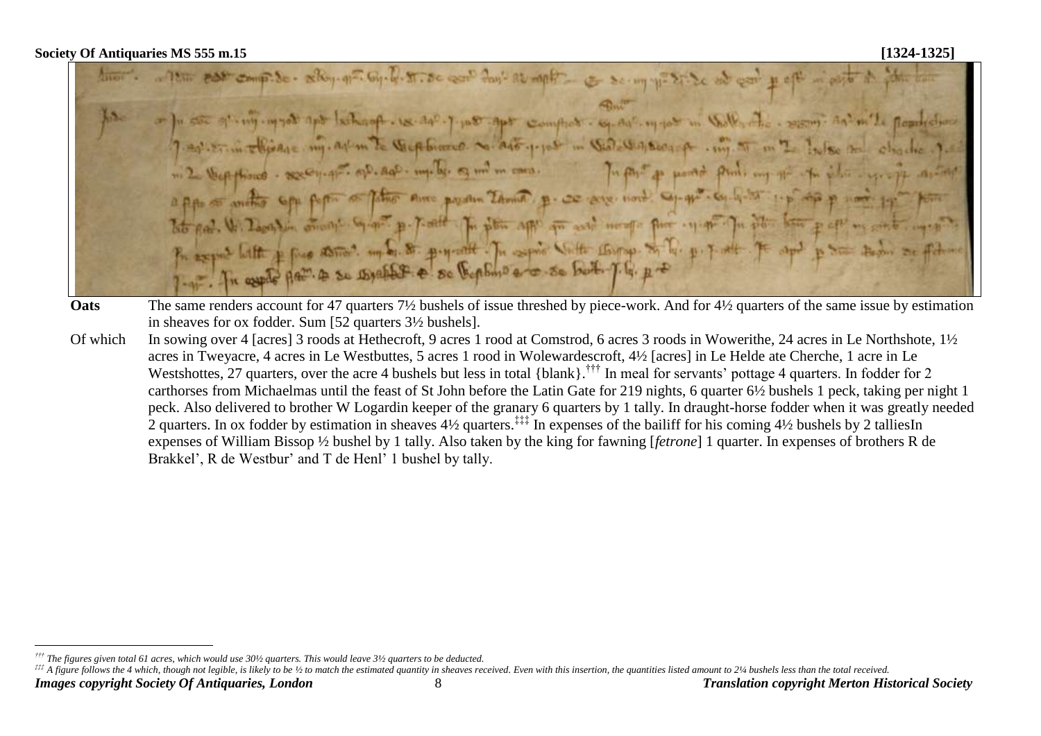**Society Of Antiquaries MS 555 m.15** **[1324-1325]**

| | |
|---|---|
| **Oats** | The same renders account for 47 quarters 7½ bushels of issue threshed by piece-work. And for 4½ quarters of the same issue by estimation in sheaves for ox fodder. Sum [52 quarters 3½ bushels]. |
| Of which | In sowing over 4 [acres] 3 roods at Hethecroft, 9 acres 1 rood at Comstrod, 6 acres 3 roods in Wowerithe, 24 acres in Le Northshote, 1½ acres in Tweyacre, 4 acres in Le Westbuttes, 5 acres 1 rood in Wolewardescroft, 4½ [acres] in Le Helde ate Cherche, 1 acre in Le Westshottes, 27 quarters, over the acre 4 bushels but less in total {blank}.[†††] In meal for servants' pottage 4 quarters. In fodder for 2 carthorses from Michaelmas until the feast of St John before the Latin Gate for 219 nights, 6 quarter 6½ bushels 1 peck, taking per night 1 peck. Also delivered to brother W Logardin keeper of the granary 6 quarters by 1 tally. In draught-horse fodder when it was greatly needed 2 quarters. In ox fodder by estimation in sheaves 4½ quarters.[‡‡‡] In expenses of the bailiff for his coming 4½ bushels by 2 talliesIn expenses of William Bissop ½ bushel by 1 tally. Also taken by the king for fawning [*fetrone*] 1 quarter. In expenses of brothers R de Brakkel', R de Westbur' and T de Henl' 1 bushel by tally. |

[†††] *The figures given total 61 acres, which would use 30½ quarters. This would leave 3½ quarters to be deducted.*

[‡‡‡] *A figure follows the 4 which, though not legible, is likely to be ½ to match the estimated quantity in sheaves received. Even with this insertion, the quantities listed amount to 2¼ bushels less than the total received.*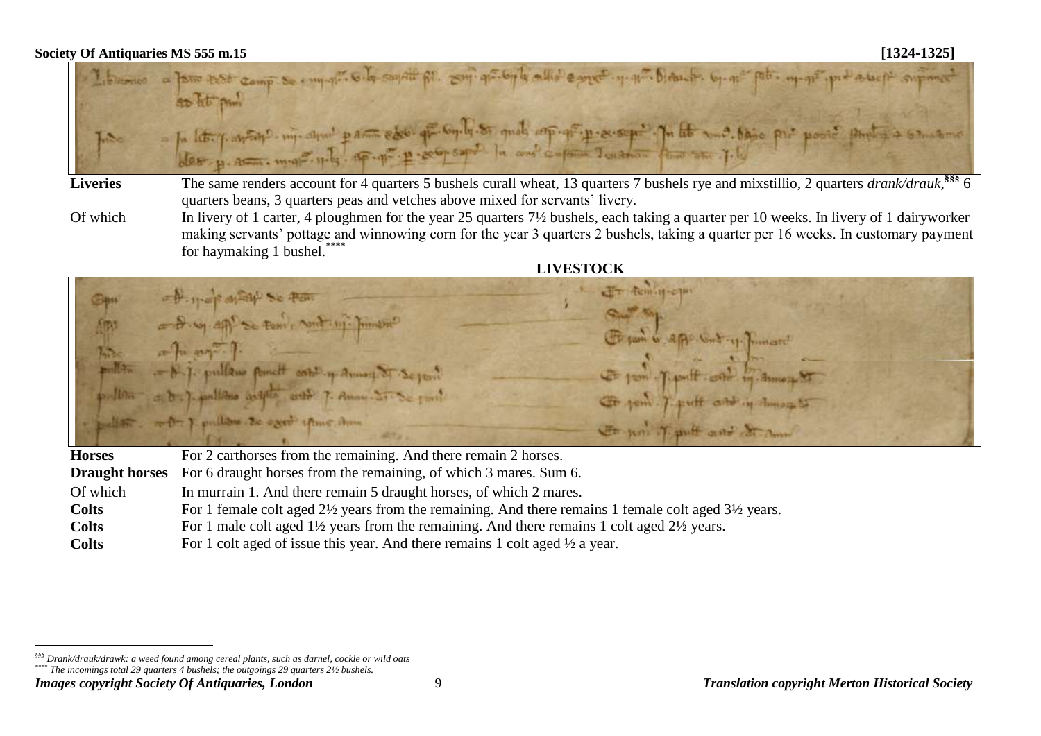**Liveries** The same renders account for 4 quarters 5 bushels curall wheat, 13 quarters 7 bushels rye and mixstillio, 2 quarters *drank/drauk*,[§§§] 6 quarters beans, 3 quarters peas and vetches above mixed for servants' livery.

Of which In livery of 1 carter, 4 ploughmen for the year 25 quarters 7½ bushels, each taking a quarter per 10 weeks. In livery of 1 dairyworker making servants' pottage and winnowing corn for the year 3 quarters 2 bushels, taking a quarter per 16 weeks. In customary payment for haymaking 1 bushel.[****]

## LIVESTOCK

| | |
|---|---|
| **Horses** | For 2 carthorses from the remaining. And there remain 2 horses. |
| **Draught horses** | For 6 draught horses from the remaining, of which 3 mares. Sum 6. |
| Of which | In murrain 1. And there remain 5 draught horses, of which 2 mares. |
| **Colts** | For 1 female colt aged 2½ years from the remaining. And there remains 1 female colt aged 3½ years. |
| **Colts** | For 1 male colt aged 1½ years from the remaining. And there remains 1 colt aged 2½ years. |
| **Colts** | For 1 colt aged of issue this year. And there remains 1 colt aged ½ a year. |

[§§§] *Drank/drauk/drawk: a weed found among cereal plants, such as darnel, cockle or wild oats*

[****] *The incomings total 29 quarters 4 bushels; the outgoings 29 quarters 2½ bushels.*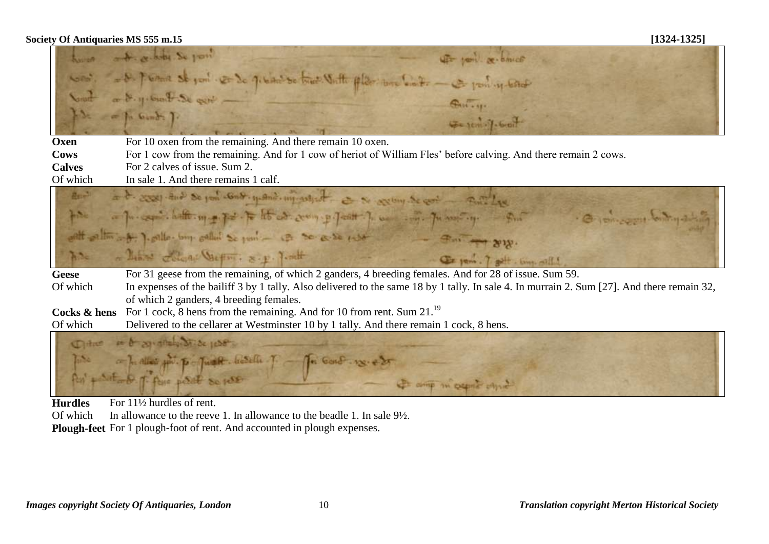| | |
|---|---|
| **Oxen** | For 10 oxen from the remaining. And there remain 10 oxen. |
| **Cows** | For 1 cow from the remaining. And for 1 cow of heriot of William Fles' before calving. And there remain 2 cows. |
| **Calves** | For 2 calves of issue. Sum 2. |
| Of which | In sale 1. And there remains 1 calf. |

| | |
|---|---|
| **Geese** | For 31 geese from the remaining, of which 2 ganders, 4 breeding females. And for 28 of issue. Sum 59. |
| Of which | In expenses of the bailiff 3 by 1 tally. Also delivered to the same 18 by 1 tally. In sale 4. In murrain 2. Sum [27]. And there remain 32, of which 2 ganders, 4 breeding females. |
| **Cocks & hens** | For 1 cock, 8 hens from the remaining. And for 10 from rent. Sum ~~21~~.[19] |
| Of which | Delivered to the cellarer at Westminster 10 by 1 tally. And there remain 1 cock, 8 hens. |

| | |
|---|---|
| **Hurdles** | For 11½ hurdles of rent. |
| Of which | In allowance to the reeve 1. In allowance to the beadle 1. In sale 9½. |
| **Plough-feet** | For 1 plough-foot of rent. And accounted in plough expenses. |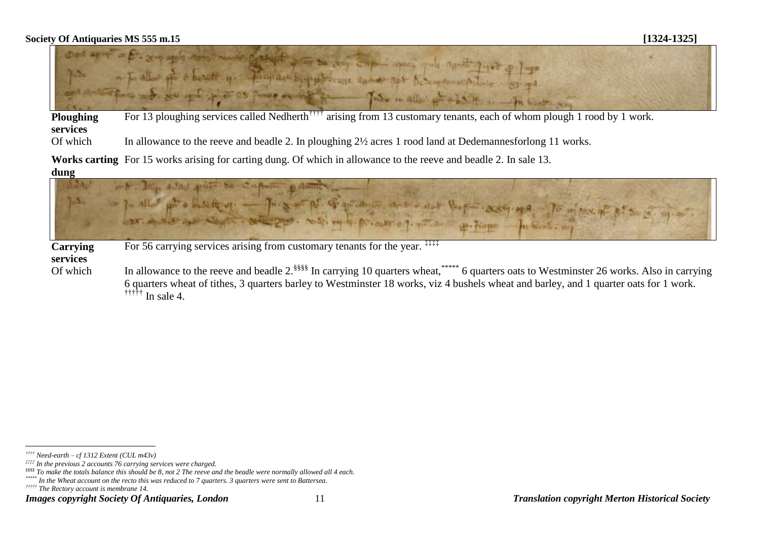| | |
|---|---|
| **Ploughing services** | For 13 ploughing services called Nedherth[††††] arising from 13 customary tenants, each of whom plough 1 rood by 1 work. |
| Of which | In allowance to the reeve and beadle 2. In ploughing 2½ acres 1 rood land at Dedemannesforlong 11 works. |
| **Works carting dung** | For 15 works arising for carting dung. Of which in allowance to the reeve and beadle 2. In sale 13. |

| | |
|---|---|
| **Carrying services** | For 56 carrying services arising from customary tenants for the year. [‡‡‡‡] |
| Of which | In allowance to the reeve and beadle 2.[§§§§] In carrying 10 quarters wheat,[*****] 6 quarters oats to Westminster 26 works. Also in carrying 6 quarters wheat of tithes, 3 quarters barley to Westminster 18 works, viz 4 bushels wheat and barley, and 1 quarter oats for 1 work. [†††††] In sale 4. |

[††††] *Need-earth – cf 1312 Extent (CUL m43v)*

[‡‡‡‡] *In the previous 2 accounts 76 carrying services were charged.*

[§§§§] *To make the totals balance this should be 8, not 2 The reeve and the beadle were normally allowed all 4 each.*

[*****] *In the Wheat account on the recto this was reduced to 7 quarters. 3 quarters were sent to Battersea.*

[†††††] *The Rectory account is membrane 14.*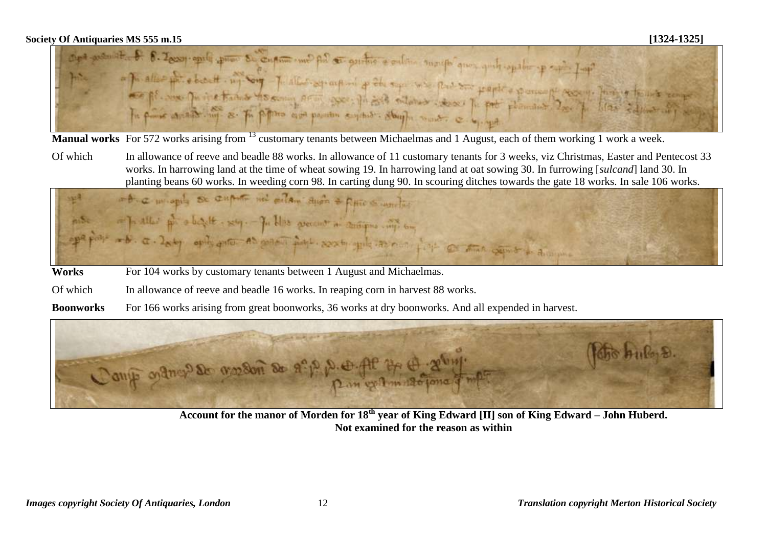**Manual works** For 572 works arising from [13] customary tenants between Michaelmas and 1 August, each of them working 1 work a week.

Of which In allowance of reeve and beadle 88 works. In allowance of 11 customary tenants for 3 weeks, viz Christmas, Easter and Pentecost 33 works. In harrowing land at the time of wheat sowing 19. In harrowing land at oat sowing 30. In furrowing [*sulcand*] land 30. In planting beans 60 works. In weeding corn 98. In carting dung 90. In scouring ditches towards the gate 18 works. In sale 106 works.

**Works** For 104 works by customary tenants between 1 August and Michaelmas.

Of which In allowance of reeve and beadle 16 works. In reaping corn in harvest 88 works.

**Boonworks** For 166 works arising from great boonworks, 36 works at dry boonworks. And all expended in harvest.

**Account for the manor of Morden for 18th year of King Edward [II] son of King Edward – John Huberd.**
**Not examined for the reason as within**